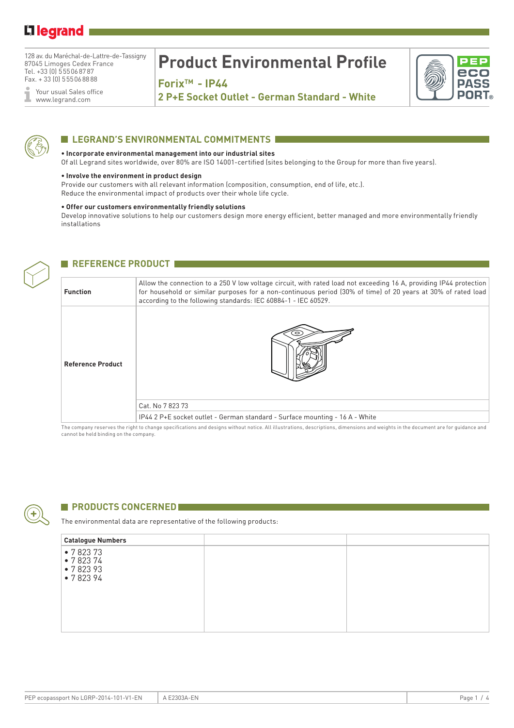128 av. du Maréchal-de-Lattre-de-Tassigny
87045 Limoges Cedex France
Tel. +33 (0) 5 55 06 87 87
Fax. + 33 (0) 5 55 06 88 88

Your usual Sales office
www.legrand.com

# Product Environmental Profile

## Forix™ - IP44

## 2 P+E Socket Outlet - German Standard - White

## LEGRAND'S ENVIRONMENTAL COMMITMENTS

**• Incorporate environmental management into our industrial sites**
Of all Legrand sites worldwide, over 80% are ISO 14001-certified (sites belonging to the Group for more than five years).

**• Involve the environment in product design**
Provide our customers with all relevant information (composition, consumption, end of life, etc.).
Reduce the environmental impact of products over their whole life cycle.

**• Offer our customers environmentally friendly solutions**
Develop innovative solutions to help our customers design more energy efficient, better managed and more environmentally friendly installations

## REFERENCE PRODUCT

| | |
|---|---|
| **Function** | Allow the connection to a 250 V low voltage circuit, with rated load not exceeding 16 A, providing IP44 protection for household or similar purposes for a non-continuous period (30% of time) of 20 years at 30% of rated load according to the following standards: IEC 60884-1 - IEC 60529. |
| **Reference Product** | Cat. No 7 823 73 |
| | IP44 2 P+E socket outlet - German standard - Surface mounting - 16 A - White |

The company reserves the right to change specifications and designs without notice. All illustrations, descriptions, dimensions and weights in the document are for guidance and cannot be held binding on the company.

## PRODUCTS CONCERNED

The environmental data are representative of the following products:

| Catalogue Numbers | | |
|---|---|---|
| • 7 823 73<br>• 7 823 74<br>• 7 823 93<br>• 7 823 94 | | |

PEP ecopassport No LGRP-2014-101-V1-EN | A E2303A-EN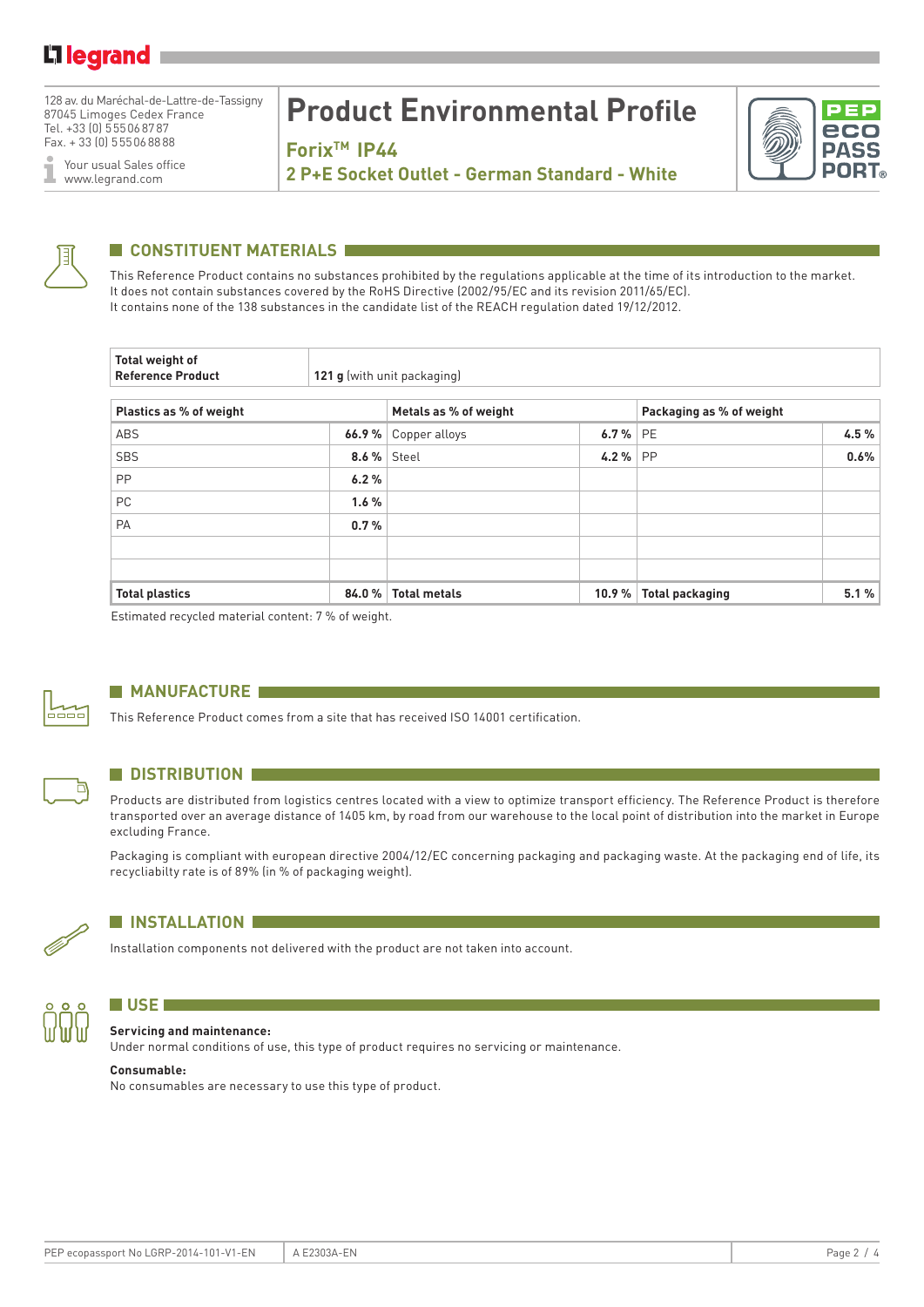# Product Environmental Profile

## Forix™ IP44

## 2 P+E Socket Outlet - German Standard - White

128 av. du Maréchal-de-Lattre-de-Tassigny
87045 Limoges Cedex France
Tel. +33 (0) 5 55 06 87 87
Fax. + 33 (0) 5 55 06 88 88

Your usual Sales office
www.legrand.com

## CONSTITUENT MATERIALS

This Reference Product contains no substances prohibited by the regulations applicable at the time of its introduction to the market.
It does not contain substances covered by the RoHS Directive (2002/95/EC and its revision 2011/65/EC).
It contains none of the 138 substances in the candidate list of the REACH regulation dated 19/12/2012.

| **Total weight of Reference Product** | **121 g** (with unit packaging) |
|---|---|

| **Plastics as % of weight** | | **Metals as % of weight** | | **Packaging as % of weight** | |
|---|---|---|---|---|---|
| ABS | **66.9 %** | Copper alloys | **6.7 %** | PE | **4.5 %** |
| SBS | **8.6 %** | Steel | **4.2 %** | PP | **0.6%** |
| PP | **6.2 %** | | | | |
| PC | **1.6 %** | | | | |
| PA | **0.7 %** | | | | |
| | | | | | |
| | | | | | |
| **Total plastics** | **84.0 %** | **Total metals** | **10.9 %** | **Total packaging** | **5.1 %** |

Estimated recycled material content: 7 % of weight.

## MANUFACTURE

This Reference Product comes from a site that has received ISO 14001 certification.

## DISTRIBUTION

Products are distributed from logistics centres located with a view to optimize transport efficiency. The Reference Product is therefore transported over an average distance of 1405 km, by road from our warehouse to the local point of distribution into the market in Europe excluding France.

Packaging is compliant with european directive 2004/12/EC concerning packaging and packaging waste. At the packaging end of life, its recycliabilty rate is of 89% (in % of packaging weight).

## INSTALLATION

Installation components not delivered with the product are not taken into account.

## USE

**Servicing and maintenance:**
Under normal conditions of use, this type of product requires no servicing or maintenance.

**Consumable:**
No consumables are necessary to use this type of product.

PEP ecopassport No LGRP-2014-101-V1-EN | A E2303A-EN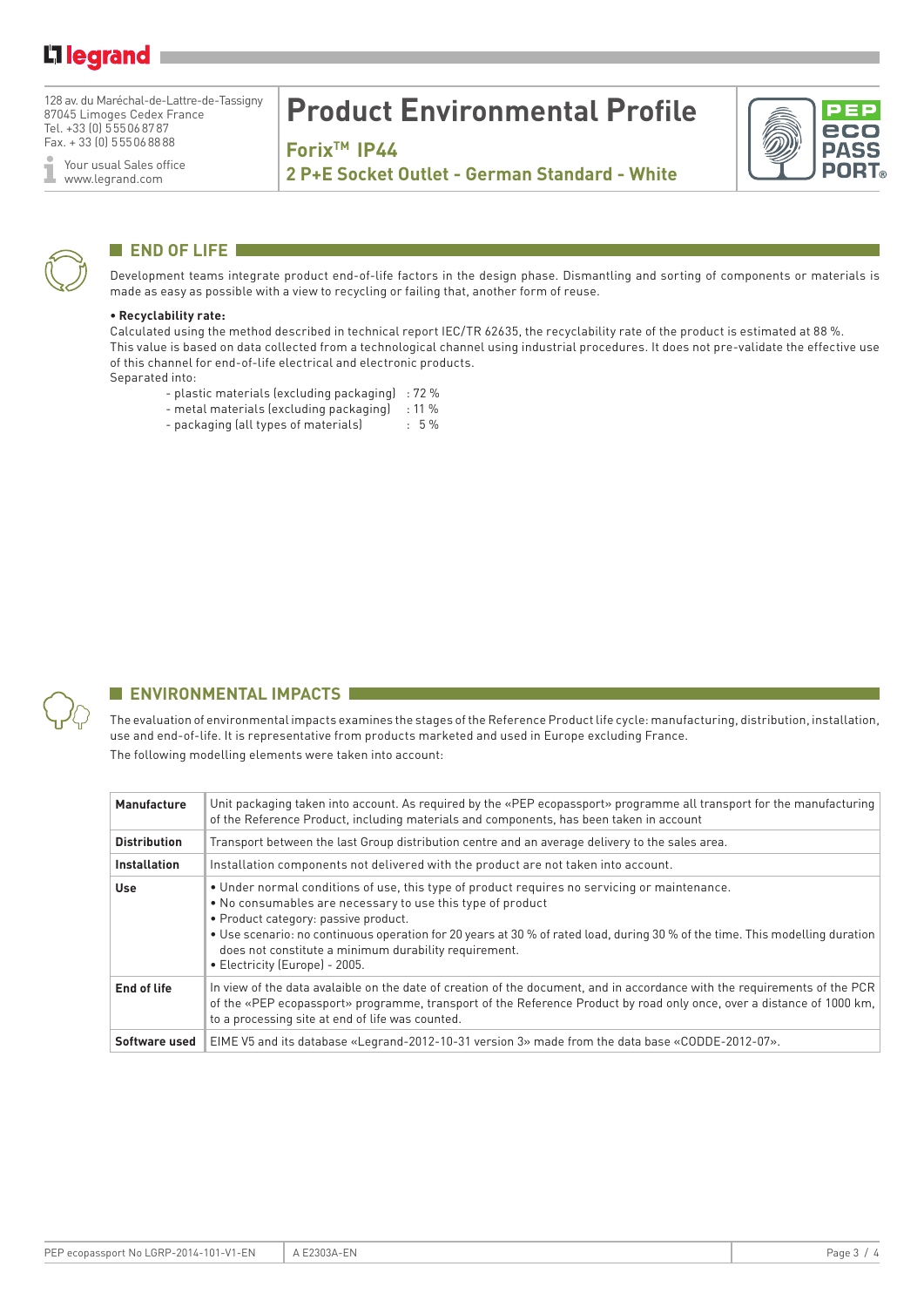# Product Environmental Profile

## Forix™ IP44

## 2 P+E Socket Outlet - German Standard - White

## END OF LIFE

Development teams integrate product end-of-life factors in the design phase. Dismantling and sorting of components or materials is made as easy as possible with a view to recycling or failing that, another form of reuse.

**• Recyclability rate:**

Calculated using the method described in technical report IEC/TR 62635, the recyclability rate of the product is estimated at 88 %.
This value is based on data collected from a technological channel using industrial procedures. It does not pre-validate the effective use of this channel for end-of-life electrical and electronic products.
Separated into:

- plastic materials (excluding packaging) : 72 %
- metal materials (excluding packaging) : 11 %
- packaging (all types of materials) : 5 %

## ENVIRONMENTAL IMPACTS

The evaluation of environmental impacts examines the stages of the Reference Product life cycle: manufacturing, distribution, installation, use and end-of-life. It is representative from products marketed and used in Europe excluding France.

The following modelling elements were taken into account:

| | |
|---|---|
| **Manufacture** | Unit packaging taken into account. As required by the «PEP ecopassport» programme all transport for the manufacturing of the Reference Product, including materials and components, has been taken in account |
| **Distribution** | Transport between the last Group distribution centre and an average delivery to the sales area. |
| **Installation** | Installation components not delivered with the product are not taken into account. |
| **Use** | • Under normal conditions of use, this type of product requires no servicing or maintenance.<br>• No consumables are necessary to use this type of product<br>• Product category: passive product.<br>• Use scenario: no continuous operation for 20 years at 30 % of rated load, during 30 % of the time. This modelling duration does not constitute a minimum durability requirement.<br>• Electricity (Europe) - 2005. |
| **End of life** | In view of the data avalaible on the date of creation of the document, and in accordance with the requirements of the PCR of the «PEP ecopassport» programme, transport of the Reference Product by road only once, over a distance of 1000 km, to a processing site at end of life was counted. |
| **Software used** | EIME V5 and its database «Legrand-2012-10-31 version 3» made from the data base «CODDE-2012-07». |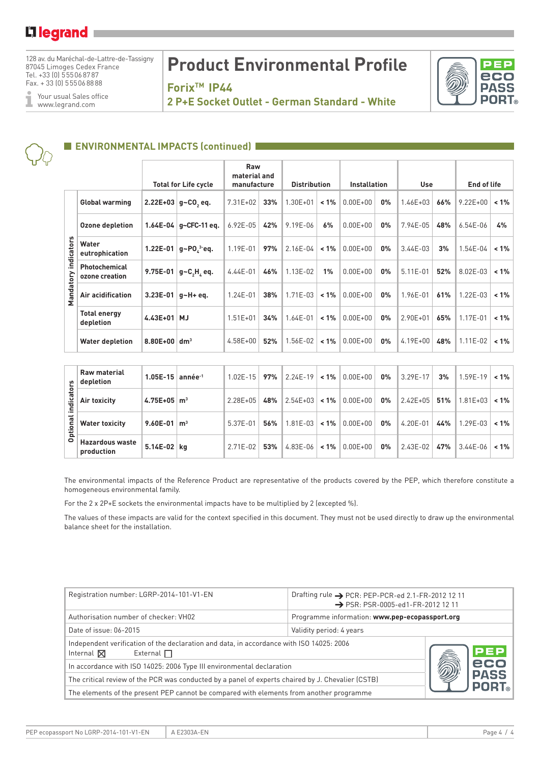## ENVIRONMENTAL IMPACTS (continued)

| | | Total for Life cycle | | Raw material and manufacture | | Distribution | | Installation | | Use | | End of life | |
|---|---|---|---|---|---|---|---|---|---|---|---|---|---|
| Mandatory indicators | Global warming | 2.22E+03 | g~$CO_2$ eq. | 7.31E+02 | 33% | 1.30E+01 | < 1% | 0.00E+00 | 0% | 1.46E+03 | 66% | 9.22E+00 | < 1% |
| | Ozone depletion | 1.64E-04 | g~CFC-11 eq. | 6.92E-05 | 42% | 9.19E-06 | 6% | 0.00E+00 | 0% | 7.94E-05 | 48% | 6.54E-06 | 4% |
| | Water eutrophication | 1.22E-01 | g~$PO_4^{3-}$eq. | 1.19E-01 | 97% | 2.16E-04 | < 1% | 0.00E+00 | 0% | 3.44E-03 | 3% | 1.54E-04 | < 1% |
| | Photochemical ozone creation | 9.75E-01 | g~$C_2H_4$ eq. | 4.44E-01 | 46% | 1.13E-02 | 1% | 0.00E+00 | 0% | 5.11E-01 | 52% | 8.02E-03 | < 1% |
| | Air acidification | 3.23E-01 | g~H+ eq. | 1.24E-01 | 38% | 1.71E-03 | < 1% | 0.00E+00 | 0% | 1.96E-01 | 61% | 1.22E-03 | < 1% |
| | Total energy depletion | 4.43E+01 | MJ | 1.51E+01 | 34% | 1.64E-01 | < 1% | 0.00E+00 | 0% | 2.90E+01 | 65% | 1.17E-01 | < 1% |
| | Water depletion | 8.80E+00 | $dm^3$ | 4.58E+00 | 52% | 1.56E-02 | < 1% | 0.00E+00 | 0% | 4.19E+00 | 48% | 1.11E-02 | < 1% |

| | | Total for Life cycle | | Raw material and manufacture | | Distribution | | Installation | | Use | | End of life | |
|---|---|---|---|---|---|---|---|---|---|---|---|---|---|
| Optional indicators | Raw material depletion | 1.05E-15 | année$^{-1}$ | 1.02E-15 | 97% | 2.24E-19 | < 1% | 0.00E+00 | 0% | 3.29E-17 | 3% | 1.59E-19 | < 1% |
| | Air toxicity | 4.75E+05 | $m^3$ | 2.28E+05 | 48% | 2.54E+03 | < 1% | 0.00E+00 | 0% | 2.42E+05 | 51% | 1.81E+03 | < 1% |
| | Water toxicity | 9.60E-01 | $m^3$ | 5.37E-01 | 56% | 1.81E-03 | < 1% | 0.00E+00 | 0% | 4.20E-01 | 44% | 1.29E-03 | < 1% |
| | Hazardous waste production | 5.14E-02 | kg | 2.71E-02 | 53% | 4.83E-06 | < 1% | 0.00E+00 | 0% | 2.43E-02 | 47% | 3.44E-06 | < 1% |

The environmental impacts of the Reference Product are representative of the products covered by the PEP, which therefore constitute a homogeneous environmental family.

For the 2 x 2P+E sockets the environmental impacts have to be multiplied by 2 (excepted %).

The values of these impacts are valid for the context specified in this document. They must not be used directly to draw up the environmental balance sheet for the installation.

| | |
|---|---|
| Registration number: LGRP-2014-101-V1-EN | Drafting rule → PCR: PEP-PCR-ed 2.1-FR-2012 12 11<br>→ PSR: PSR-0005-ed1-FR-2012 12 11 |
| Authorisation number of checker: VH02 | Programme information: **www.pep-ecopassport.org** |
| Date of issue: 06-2015 | Validity period: 4 years |
| Independent verification of the declaration and data, in accordance with ISO 14025: 2006<br>Internal ☒ External ☐ | |
| In accordance with ISO 14025: 2006 Type III environmental declaration | |
| The critical review of the PCR was conducted by a panel of experts chaired by J. Chevalier (CSTB) | |
| The elements of the present PEP cannot be compared with elements from another programme | |